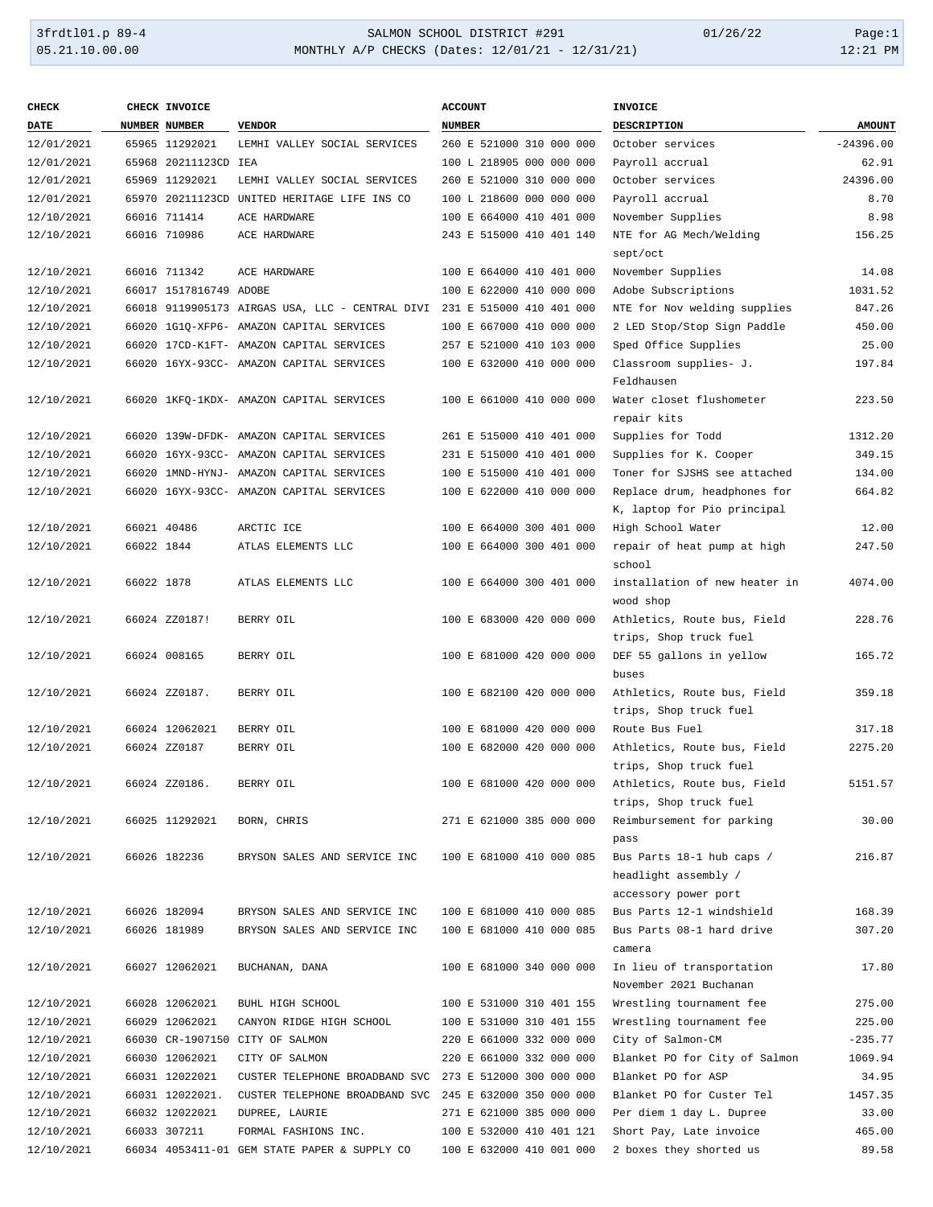| CHECK DATE | CHECK NUMBER | INVOICE NUMBER | VENDOR | ACCOUNT NUMBER | INVOICE DESCRIPTION | AMOUNT |
|---|---|---|---|---|---|---|
| 12/01/2021 | 65965 | 11292021 | LEMHI VALLEY SOCIAL SERVICES | 260 E 521000 310 000 000 | October services | -24396.00 |
| 12/01/2021 | 65968 | 20211123CD | IEA | 100 L 218905 000 000 000 | Payroll accrual | 62.91 |
| 12/01/2021 | 65969 | 11292021 | LEMHI VALLEY SOCIAL SERVICES | 260 E 521000 310 000 000 | October services | 24396.00 |
| 12/01/2021 | 65970 | 20211123CD | UNITED HERITAGE LIFE INS CO | 100 L 218600 000 000 000 | Payroll accrual | 8.70 |
| 12/10/2021 | 66016 | 711414 | ACE HARDWARE | 100 E 664000 410 401 000 | November Supplies | 8.98 |
| 12/10/2021 | 66016 | 710986 | ACE HARDWARE | 243 E 515000 410 401 140 | NTE for AG Mech/Welding sept/oct | 156.25 |
| 12/10/2021 | 66016 | 711342 | ACE HARDWARE | 100 E 664000 410 401 000 | November Supplies | 14.08 |
| 12/10/2021 | 66017 | 1517816749 | ADOBE | 100 E 622000 410 000 000 | Adobe Subscriptions | 1031.52 |
| 12/10/2021 | 66018 | 9119905173 | AIRGAS USA, LLC - CENTRAL DIVI | 231 E 515000 410 401 000 | NTE for Nov welding supplies | 847.26 |
| 12/10/2021 | 66020 | 1G1Q-XFP6- | AMAZON CAPITAL SERVICES | 100 E 667000 410 000 000 | 2 LED Stop/Stop Sign Paddle | 450.00 |
| 12/10/2021 | 66020 | 17CD-K1FT- | AMAZON CAPITAL SERVICES | 257 E 521000 410 103 000 | Sped Office Supplies | 25.00 |
| 12/10/2021 | 66020 | 16YX-93CC- | AMAZON CAPITAL SERVICES | 100 E 632000 410 000 000 | Classroom supplies- J. Feldhausen | 197.84 |
| 12/10/2021 | 66020 | 1KFQ-1KDX- | AMAZON CAPITAL SERVICES | 100 E 661000 410 000 000 | Water closet flushometer repair kits | 223.50 |
| 12/10/2021 | 66020 | 139W-DFDK- | AMAZON CAPITAL SERVICES | 261 E 515000 410 401 000 | Supplies for Todd | 1312.20 |
| 12/10/2021 | 66020 | 16YX-93CC- | AMAZON CAPITAL SERVICES | 231 E 515000 410 401 000 | Supplies for K. Cooper | 349.15 |
| 12/10/2021 | 66020 | 1MND-HYNJ- | AMAZON CAPITAL SERVICES | 100 E 515000 410 401 000 | Toner for SJSHS see attached | 134.00 |
| 12/10/2021 | 66020 | 16YX-93CC- | AMAZON CAPITAL SERVICES | 100 E 622000 410 000 000 | Replace drum, headphones for K, laptop for Pio principal | 664.82 |
| 12/10/2021 | 66021 | 40486 | ARCTIC ICE | 100 E 664000 300 401 000 | High School Water | 12.00 |
| 12/10/2021 | 66022 | 1844 | ATLAS ELEMENTS LLC | 100 E 664000 300 401 000 | repair of heat pump at high school | 247.50 |
| 12/10/2021 | 66022 | 1878 | ATLAS ELEMENTS LLC | 100 E 664000 300 401 000 | installation of new heater in wood shop | 4074.00 |
| 12/10/2021 | 66024 | ZZ0187! | BERRY OIL | 100 E 683000 420 000 000 | Athletics, Route bus, Field trips, Shop truck fuel | 228.76 |
| 12/10/2021 | 66024 | 008165 | BERRY OIL | 100 E 681000 420 000 000 | DEF 55 gallons in yellow buses | 165.72 |
| 12/10/2021 | 66024 | ZZ0187. | BERRY OIL | 100 E 682100 420 000 000 | Athletics, Route bus, Field trips, Shop truck fuel | 359.18 |
| 12/10/2021 | 66024 | 12062021 | BERRY OIL | 100 E 681000 420 000 000 | Route Bus Fuel | 317.18 |
| 12/10/2021 | 66024 | ZZ0187 | BERRY OIL | 100 E 682000 420 000 000 | Athletics, Route bus, Field trips, Shop truck fuel | 2275.20 |
| 12/10/2021 | 66024 | ZZ0186. | BERRY OIL | 100 E 681000 420 000 000 | Athletics, Route bus, Field trips, Shop truck fuel | 5151.57 |
| 12/10/2021 | 66025 | 11292021 | BORN, CHRIS | 271 E 621000 385 000 000 | Reimbursement for parking pass | 30.00 |
| 12/10/2021 | 66026 | 182236 | BRYSON SALES AND SERVICE INC | 100 E 681000 410 000 085 | Bus Parts 18-1 hub caps / headlight assembly / accessory power port | 216.87 |
| 12/10/2021 | 66026 | 182094 | BRYSON SALES AND SERVICE INC | 100 E 681000 410 000 085 | Bus Parts 12-1 windshield | 168.39 |
| 12/10/2021 | 66026 | 181989 | BRYSON SALES AND SERVICE INC | 100 E 681000 410 000 085 | Bus Parts 08-1 hard drive camera | 307.20 |
| 12/10/2021 | 66027 | 12062021 | BUCHANAN, DANA | 100 E 681000 340 000 000 | In lieu of transportation November 2021 Buchanan | 17.80 |
| 12/10/2021 | 66028 | 12062021 | BUHL HIGH SCHOOL | 100 E 531000 310 401 155 | Wrestling tournament fee | 275.00 |
| 12/10/2021 | 66029 | 12062021 | CANYON RIDGE HIGH SCHOOL | 100 E 531000 310 401 155 | Wrestling tournament fee | 225.00 |
| 12/10/2021 | 66030 | CR-1907150 | CITY OF SALMON | 220 E 661000 332 000 000 | City of Salmon-CM | -235.77 |
| 12/10/2021 | 66030 | 12062021 | CITY OF SALMON | 220 E 661000 332 000 000 | Blanket PO for City of Salmon | 1069.94 |
| 12/10/2021 | 66031 | 12022021 | CUSTER TELEPHONE BROADBAND SVC | 273 E 512000 300 000 000 | Blanket PO for ASP | 34.95 |
| 12/10/2021 | 66031 | 12022021. | CUSTER TELEPHONE BROADBAND SVC | 245 E 632000 350 000 000 | Blanket PO for Custer Tel | 1457.35 |
| 12/10/2021 | 66032 | 12022021 | DUPREE, LAURIE | 271 E 621000 385 000 000 | Per diem 1 day L. Dupree | 33.00 |
| 12/10/2021 | 66033 | 307211 | FORMAL FASHIONS INC. | 100 E 532000 410 401 121 | Short Pay, Late invoice | 465.00 |
| 12/10/2021 | 66034 | 4053411-01 | GEM STATE PAPER & SUPPLY CO | 100 E 632000 410 001 000 | 2 boxes they shorted us | 89.58 |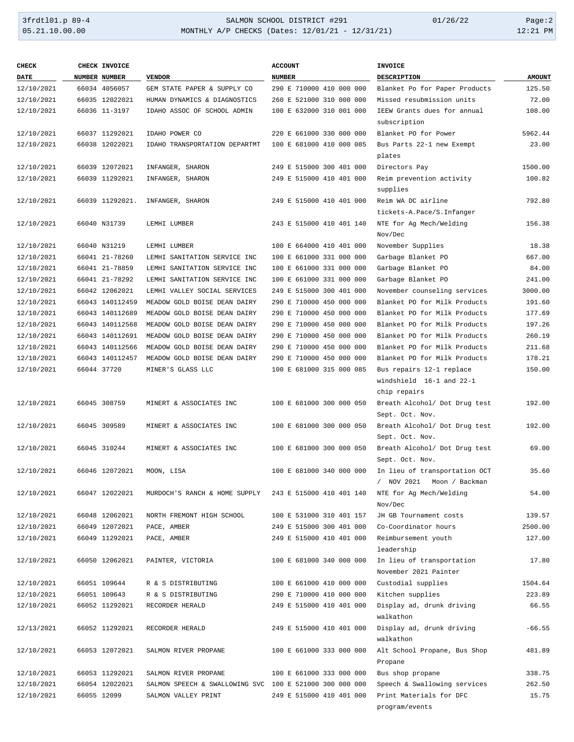| CHECK DATE | CHECK NUMBER | INVOICE NUMBER | VENDOR | ACCOUNT NUMBER | INVOICE DESCRIPTION | AMOUNT |
|---|---|---|---|---|---|---|
| 12/10/2021 | 66034 | 4056057 | GEM STATE PAPER & SUPPLY CO | 290 E 710000 410 000 000 | Blanket Po for Paper Products | 125.50 |
| 12/10/2021 | 66035 | 12022021 | HUMAN DYNAMICS & DIAGNOSTICS | 260 E 521000 310 000 000 | Missed resubmission units | 72.00 |
| 12/10/2021 | 66036 | 11-3197 | IDAHO ASSOC OF SCHOOL ADMIN | 100 E 632000 310 001 000 | IEEW Grants dues for annual subscription | 108.00 |
| 12/10/2021 | 66037 | 11292021 | IDAHO POWER CO | 220 E 661000 330 000 000 | Blanket PO for Power | 5962.44 |
| 12/10/2021 | 66038 | 12022021 | IDAHO TRANSPORTATION DEPARTMT | 100 E 681000 410 000 085 | Bus Parts 22-1 new Exempt plates | 23.00 |
| 12/10/2021 | 66039 | 12072021 | INFANGER, SHARON | 249 E 515000 300 401 000 | Directors Pay | 1500.00 |
| 12/10/2021 | 66039 | 11292021 | INFANGER, SHARON | 249 E 515000 410 401 000 | Reim prevention activity supplies | 100.82 |
| 12/10/2021 | 66039 | 11292021. | INFANGER, SHARON | 249 E 515000 410 401 000 | Reim WA DC airline tickets-A.Pace/S.Infanger | 792.80 |
| 12/10/2021 | 66040 | N31739 | LEMHI LUMBER | 243 E 515000 410 401 140 | NTE for Ag Mech/Welding Nov/Dec | 156.38 |
| 12/10/2021 | 66040 | N31219 | LEMHI LUMBER | 100 E 664000 410 401 000 | November Supplies | 18.38 |
| 12/10/2021 | 66041 | 21-78260 | LEMHI SANITATION SERVICE INC | 100 E 661000 331 000 000 | Garbage Blanket PO | 667.00 |
| 12/10/2021 | 66041 | 21-78859 | LEMHI SANITATION SERVICE INC | 100 E 661000 331 000 000 | Garbage Blanket PO | 84.00 |
| 12/10/2021 | 66041 | 21-78292 | LEMHI SANITATION SERVICE INC | 100 E 661000 331 000 000 | Garbage Blanket PO | 241.00 |
| 12/10/2021 | 66042 | 12062021 | LEMHI VALLEY SOCIAL SERVICES | 249 E 515000 300 401 000 | November counseling services | 3000.00 |
| 12/10/2021 | 66043 | 140112459 | MEADOW GOLD BOISE DEAN DAIRY | 290 E 710000 450 000 000 | Blanket PO for Milk Products | 191.60 |
| 12/10/2021 | 66043 | 140112689 | MEADOW GOLD BOISE DEAN DAIRY | 290 E 710000 450 000 000 | Blanket PO for Milk Products | 177.69 |
| 12/10/2021 | 66043 | 140112568 | MEADOW GOLD BOISE DEAN DAIRY | 290 E 710000 450 000 000 | Blanket PO for Milk Products | 197.26 |
| 12/10/2021 | 66043 | 140112691 | MEADOW GOLD BOISE DEAN DAIRY | 290 E 710000 450 000 000 | Blanket PO for Milk Products | 260.19 |
| 12/10/2021 | 66043 | 140112566 | MEADOW GOLD BOISE DEAN DAIRY | 290 E 710000 450 000 000 | Blanket PO for Milk Products | 211.68 |
| 12/10/2021 | 66043 | 140112457 | MEADOW GOLD BOISE DEAN DAIRY | 290 E 710000 450 000 000 | Blanket PO for Milk Products | 178.21 |
| 12/10/2021 | 66044 | 37720 | MINER'S GLASS LLC | 100 E 681000 315 000 085 | Bus repairs 12-1 replace windshield 16-1 and 22-1 chip repairs | 150.00 |
| 12/10/2021 | 66045 | 308759 | MINERT & ASSOCIATES INC | 100 E 681000 300 000 050 | Breath Alcohol/ Dot Drug test Sept. Oct. Nov. | 192.00 |
| 12/10/2021 | 66045 | 309589 | MINERT & ASSOCIATES INC | 100 E 681000 300 000 050 | Breath Alcohol/ Dot Drug test Sept. Oct. Nov. | 192.00 |
| 12/10/2021 | 66045 | 310244 | MINERT & ASSOCIATES INC | 100 E 681000 300 000 050 | Breath Alcohol/ Dot Drug test Sept. Oct. Nov. | 69.00 |
| 12/10/2021 | 66046 | 12072021 | MOON, LISA | 100 E 681000 340 000 000 | In lieu of transportation OCT / NOV 2021 Moon / Backman | 35.60 |
| 12/10/2021 | 66047 | 12022021 | MURDOCH'S RANCH & HOME SUPPLY | 243 E 515000 410 401 140 | NTE for Ag Mech/Welding Nov/Dec | 54.00 |
| 12/10/2021 | 66048 | 12062021 | NORTH FREMONT HIGH SCHOOL | 100 E 531000 310 401 157 | JH GB Tournament costs | 139.57 |
| 12/10/2021 | 66049 | 12072021 | PACE, AMBER | 249 E 515000 300 401 000 | Co-Coordinator hours | 2500.00 |
| 12/10/2021 | 66049 | 11292021 | PACE, AMBER | 249 E 515000 410 401 000 | Reimbursement youth leadership | 127.00 |
| 12/10/2021 | 66050 | 12062021 | PAINTER, VICTORIA | 100 E 681000 340 000 000 | In lieu of transportation November 2021 Painter | 17.80 |
| 12/10/2021 | 66051 | 109644 | R & S DISTRIBUTING | 100 E 661000 410 000 000 | Custodial supplies | 1504.64 |
| 12/10/2021 | 66051 | 109643 | R & S DISTRIBUTING | 290 E 710000 410 000 000 | Kitchen supplies | 223.89 |
| 12/10/2021 | 66052 | 11292021 | RECORDER HERALD | 249 E 515000 410 401 000 | Display ad, drunk driving walkathon | 66.55 |
| 12/13/2021 | 66052 | 11292021 | RECORDER HERALD | 249 E 515000 410 401 000 | Display ad, drunk driving walkathon | -66.55 |
| 12/10/2021 | 66053 | 12072021 | SALMON RIVER PROPANE | 100 E 661000 333 000 000 | Alt School Propane, Bus Shop Propane | 481.89 |
| 12/10/2021 | 66053 | 11292021 | SALMON RIVER PROPANE | 100 E 661000 333 000 000 | Bus shop propane | 338.75 |
| 12/10/2021 | 66054 | 12022021 | SALMON SPEECH & SWALLOWING SVC | 100 E 521000 300 000 000 | Speech & Swallowing services | 262.50 |
| 12/10/2021 | 66055 | 12099 | SALMON VALLEY PRINT | 249 E 515000 410 401 000 | Print Materials for DFC program/events | 15.75 |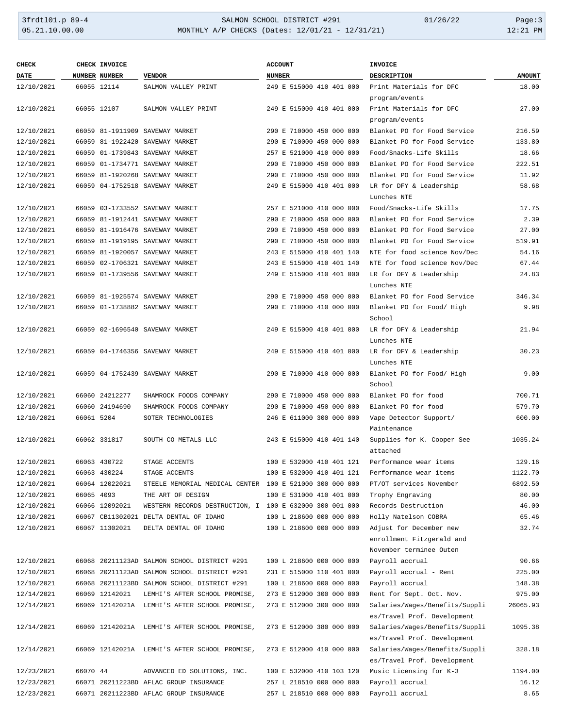| CHECK DATE | CHECK NUMBER | INVOICE NUMBER | VENDOR | ACCOUNT NUMBER | INVOICE DESCRIPTION | AMOUNT |
|---|---|---|---|---|---|---|
| 12/10/2021 | 66055 | 12114 | SALMON VALLEY PRINT | 249 E 515000 410 401 000 | Print Materials for DFC program/events | 18.00 |
| 12/10/2021 | 66055 | 12107 | SALMON VALLEY PRINT | 249 E 515000 410 401 000 | Print Materials for DFC program/events | 27.00 |
| 12/10/2021 | 66059 | 81-1911909 | SAVEWAY MARKET | 290 E 710000 450 000 000 | Blanket PO for Food Service | 216.59 |
| 12/10/2021 | 66059 | 81-1922420 | SAVEWAY MARKET | 290 E 710000 450 000 000 | Blanket PO for Food Service | 133.80 |
| 12/10/2021 | 66059 | 01-1739843 | SAVEWAY MARKET | 257 E 521000 410 000 000 | Food/Snacks-Life Skills | 18.66 |
| 12/10/2021 | 66059 | 01-1734771 | SAVEWAY MARKET | 290 E 710000 450 000 000 | Blanket PO for Food Service | 222.51 |
| 12/10/2021 | 66059 | 81-1920268 | SAVEWAY MARKET | 290 E 710000 450 000 000 | Blanket PO for Food Service | 11.92 |
| 12/10/2021 | 66059 | 04-1752518 | SAVEWAY MARKET | 249 E 515000 410 401 000 | LR for DFY & Leadership Lunches NTE | 58.68 |
| 12/10/2021 | 66059 | 03-1733552 | SAVEWAY MARKET | 257 E 521000 410 000 000 | Food/Snacks-Life Skills | 17.75 |
| 12/10/2021 | 66059 | 81-1912441 | SAVEWAY MARKET | 290 E 710000 450 000 000 | Blanket PO for Food Service | 2.39 |
| 12/10/2021 | 66059 | 81-1916476 | SAVEWAY MARKET | 290 E 710000 450 000 000 | Blanket PO for Food Service | 27.00 |
| 12/10/2021 | 66059 | 81-1919195 | SAVEWAY MARKET | 290 E 710000 450 000 000 | Blanket PO for Food Service | 519.91 |
| 12/10/2021 | 66059 | 81-1920057 | SAVEWAY MARKET | 243 E 515000 410 401 140 | NTE for food science Nov/Dec | 54.16 |
| 12/10/2021 | 66059 | 02-1706321 | SAVEWAY MARKET | 243 E 515000 410 401 140 | NTE for food science Nov/Dec | 67.44 |
| 12/10/2021 | 66059 | 01-1739556 | SAVEWAY MARKET | 249 E 515000 410 401 000 | LR for DFY & Leadership Lunches NTE | 24.83 |
| 12/10/2021 | 66059 | 81-1925574 | SAVEWAY MARKET | 290 E 710000 450 000 000 | Blanket PO for Food Service | 346.34 |
| 12/10/2021 | 66059 | 01-1738882 | SAVEWAY MARKET | 290 E 710000 410 000 000 | Blanket PO for Food/ High School | 9.98 |
| 12/10/2021 | 66059 | 02-1696540 | SAVEWAY MARKET | 249 E 515000 410 401 000 | LR for DFY & Leadership Lunches NTE | 21.94 |
| 12/10/2021 | 66059 | 04-1746356 | SAVEWAY MARKET | 249 E 515000 410 401 000 | LR for DFY & Leadership Lunches NTE | 30.23 |
| 12/10/2021 | 66059 | 04-1752439 | SAVEWAY MARKET | 290 E 710000 410 000 000 | Blanket PO for Food/ High School | 9.00 |
| 12/10/2021 | 66060 | 24212277 | SHAMROCK FOODS COMPANY | 290 E 710000 450 000 000 | Blanket PO for food | 700.71 |
| 12/10/2021 | 66060 | 24194690 | SHAMROCK FOODS COMPANY | 290 E 710000 450 000 000 | Blanket PO for food | 579.70 |
| 12/10/2021 | 66061 | 5204 | SOTER TECHNOLOGIES | 246 E 611000 300 000 000 | Vape Detector Support/ Maintenance | 600.00 |
| 12/10/2021 | 66062 | 331817 | SOUTH CO METALS LLC | 243 E 515000 410 401 140 | Supplies for K. Cooper See attached | 1035.24 |
| 12/10/2021 | 66063 | 430722 | STAGE ACCENTS | 100 E 532000 410 401 121 | Performance wear items | 129.16 |
| 12/10/2021 | 66063 | 430224 | STAGE ACCENTS | 100 E 532000 410 401 121 | Performance wear items | 1122.70 |
| 12/10/2021 | 66064 | 12022021 | STEELE MEMORIAL MEDICAL CENTER | 100 E 521000 300 000 000 | PT/OT services November | 6892.50 |
| 12/10/2021 | 66065 | 4093 | THE ART OF DESIGN | 100 E 531000 410 401 000 | Trophy Engraving | 80.00 |
| 12/10/2021 | 66066 | 12092021 | WESTERN RECORDS DESTRUCTION, I | 100 E 632000 300 001 000 | Records Destruction | 46.00 |
| 12/10/2021 | 66067 | CB11302021 | DELTA DENTAL OF IDAHO | 100 L 218600 000 000 000 | Holly Natelson COBRA | 65.46 |
| 12/10/2021 | 66067 | 11302021 | DELTA DENTAL OF IDAHO | 100 L 218600 000 000 000 | Adjust for December new enrollment Fitzgerald and November terminee Outen | 32.74 |
| 12/10/2021 | 66068 | 20211123AD | SALMON SCHOOL DISTRICT #291 | 100 L 218600 000 000 000 | Payroll accrual | 90.66 |
| 12/10/2021 | 66068 | 20211123AD | SALMON SCHOOL DISTRICT #291 | 231 E 515000 110 401 000 | Payroll accrual - Rent | 225.00 |
| 12/10/2021 | 66068 | 20211123BD | SALMON SCHOOL DISTRICT #291 | 100 L 218600 000 000 000 | Payroll accrual | 148.38 |
| 12/14/2021 | 66069 | 12142021 | LEMHI'S AFTER SCHOOL PROMISE, | 273 E 512000 300 000 000 | Rent for Sept. Oct. Nov. | 975.00 |
| 12/14/2021 | 66069 | 12142021A | LEMHI'S AFTER SCHOOL PROMISE, | 273 E 512000 300 000 000 | Salaries/Wages/Benefits/Supplies/Travel Prof. Development | 26065.93 |
| 12/14/2021 | 66069 | 12142021A | LEMHI'S AFTER SCHOOL PROMISE, | 273 E 512000 380 000 000 | Salaries/Wages/Benefits/Supplies/Travel Prof. Development | 1095.38 |
| 12/14/2021 | 66069 | 12142021A | LEMHI'S AFTER SCHOOL PROMISE, | 273 E 512000 410 000 000 | Salaries/Wages/Benefits/Supplies/Travel Prof. Development | 328.18 |
| 12/23/2021 | 66070 | 44 | ADVANCED ED SOLUTIONS, INC. | 100 E 532000 410 103 120 | Music Licensing for K-3 | 1194.00 |
| 12/23/2021 | 66071 | 20211223BD | AFLAC GROUP INSURANCE | 257 L 218510 000 000 000 | Payroll accrual | 16.12 |
| 12/23/2021 | 66071 | 20211223BD | AFLAC GROUP INSURANCE | 257 L 218510 000 000 000 | Payroll accrual | 8.65 |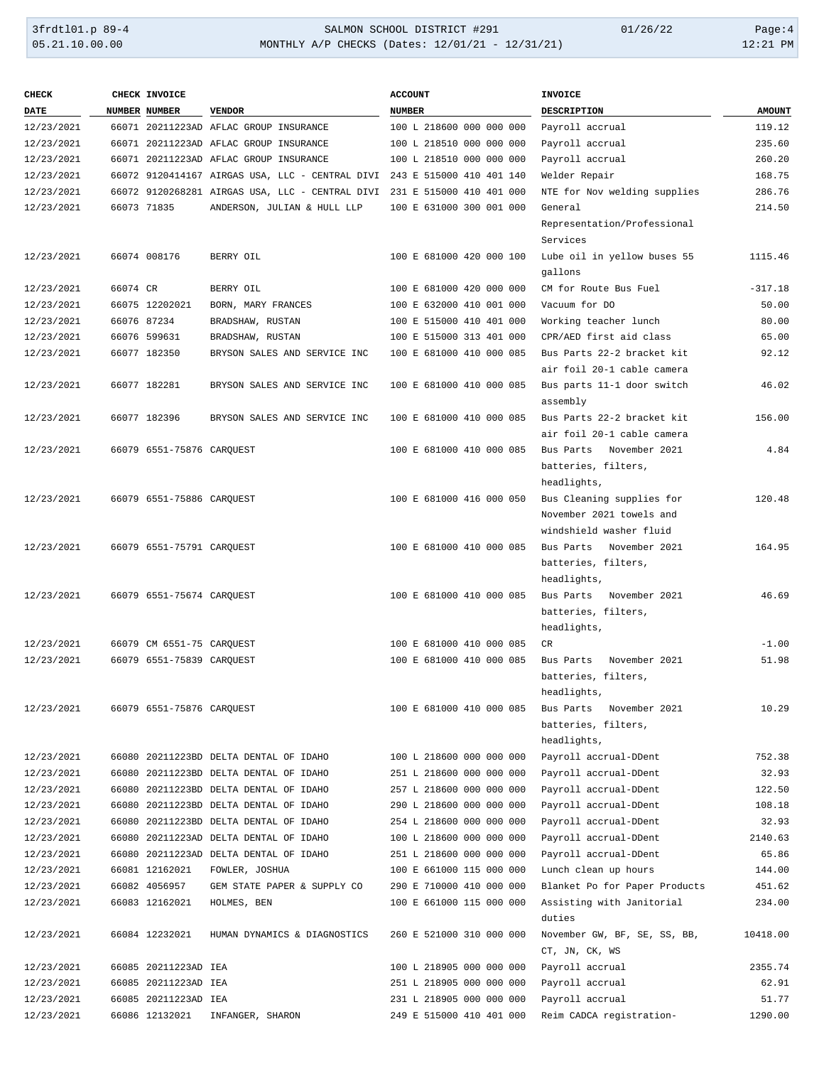| CHECK DATE | CHECK NUMBER | INVOICE NUMBER | VENDOR | ACCOUNT NUMBER | INVOICE DESCRIPTION | AMOUNT |
|---|---|---|---|---|---|---|
| 12/23/2021 | 66071 | 20211223AD | AFLAC GROUP INSURANCE | 100 L 218600 000 000 000 | Payroll accrual | 119.12 |
| 12/23/2021 | 66071 | 20211223AD | AFLAC GROUP INSURANCE | 100 L 218510 000 000 000 | Payroll accrual | 235.60 |
| 12/23/2021 | 66071 | 20211223AD | AFLAC GROUP INSURANCE | 100 L 218510 000 000 000 | Payroll accrual | 260.20 |
| 12/23/2021 | 66072 | 9120414167 | AIRGAS USA, LLC - CENTRAL DIVI | 243 E 515000 410 401 140 | Welder Repair | 168.75 |
| 12/23/2021 | 66072 | 9120268281 | AIRGAS USA, LLC - CENTRAL DIVI | 231 E 515000 410 401 000 | NTE for Nov welding supplies | 286.76 |
| 12/23/2021 | 66073 | 71835 | ANDERSON, JULIAN & HULL LLP | 100 E 631000 300 001 000 | General Representation/Professional Services | 214.50 |
| 12/23/2021 | 66074 | 008176 | BERRY OIL | 100 E 681000 420 000 100 | Lube oil in yellow buses 55 gallons | 1115.46 |
| 12/23/2021 | 66074 | CR | BERRY OIL | 100 E 681000 420 000 000 | CM for Route Bus Fuel | -317.18 |
| 12/23/2021 | 66075 | 12202021 | BORN, MARY FRANCES | 100 E 632000 410 001 000 | Vacuum for DO | 50.00 |
| 12/23/2021 | 66076 | 87234 | BRADSHAW, RUSTAN | 100 E 515000 410 401 000 | Working teacher lunch | 80.00 |
| 12/23/2021 | 66076 | 599631 | BRADSHAW, RUSTAN | 100 E 515000 313 401 000 | CPR/AED first aid class | 65.00 |
| 12/23/2021 | 66077 | 182350 | BRYSON SALES AND SERVICE INC | 100 E 681000 410 000 085 | Bus Parts 22-2 bracket kit air foil 20-1 cable camera | 92.12 |
| 12/23/2021 | 66077 | 182281 | BRYSON SALES AND SERVICE INC | 100 E 681000 410 000 085 | Bus parts 11-1 door switch assembly | 46.02 |
| 12/23/2021 | 66077 | 182396 | BRYSON SALES AND SERVICE INC | 100 E 681000 410 000 085 | Bus Parts 22-2 bracket kit air foil 20-1 cable camera | 156.00 |
| 12/23/2021 | 66079 | 6551-75876 | CARQUEST | 100 E 681000 410 000 085 | Bus Parts November 2021 batteries, filters, headlights, | 4.84 |
| 12/23/2021 | 66079 | 6551-75886 | CARQUEST | 100 E 681000 416 000 050 | Bus Cleaning supplies for November 2021 towels and windshield washer fluid | 120.48 |
| 12/23/2021 | 66079 | 6551-75791 | CARQUEST | 100 E 681000 410 000 085 | Bus Parts November 2021 batteries, filters, headlights, | 164.95 |
| 12/23/2021 | 66079 | 6551-75674 | CARQUEST | 100 E 681000 410 000 085 | Bus Parts November 2021 batteries, filters, headlights, | 46.69 |
| 12/23/2021 | 66079 | CM 6551-75 | CARQUEST | 100 E 681000 410 000 085 | CR | -1.00 |
| 12/23/2021 | 66079 | 6551-75839 | CARQUEST | 100 E 681000 410 000 085 | Bus Parts November 2021 batteries, filters, headlights, | 51.98 |
| 12/23/2021 | 66079 | 6551-75876 | CARQUEST | 100 E 681000 410 000 085 | Bus Parts November 2021 batteries, filters, headlights, | 10.29 |
| 12/23/2021 | 66080 | 20211223BD | DELTA DENTAL OF IDAHO | 100 L 218600 000 000 000 | Payroll accrual-DDent | 752.38 |
| 12/23/2021 | 66080 | 20211223BD | DELTA DENTAL OF IDAHO | 251 L 218600 000 000 000 | Payroll accrual-DDent | 32.93 |
| 12/23/2021 | 66080 | 20211223BD | DELTA DENTAL OF IDAHO | 257 L 218600 000 000 000 | Payroll accrual-DDent | 122.50 |
| 12/23/2021 | 66080 | 20211223BD | DELTA DENTAL OF IDAHO | 290 L 218600 000 000 000 | Payroll accrual-DDent | 108.18 |
| 12/23/2021 | 66080 | 20211223BD | DELTA DENTAL OF IDAHO | 254 L 218600 000 000 000 | Payroll accrual-DDent | 32.93 |
| 12/23/2021 | 66080 | 20211223AD | DELTA DENTAL OF IDAHO | 100 L 218600 000 000 000 | Payroll accrual-DDent | 2140.63 |
| 12/23/2021 | 66080 | 20211223AD | DELTA DENTAL OF IDAHO | 251 L 218600 000 000 000 | Payroll accrual-DDent | 65.86 |
| 12/23/2021 | 66081 | 12162021 | FOWLER, JOSHUA | 100 E 661000 115 000 000 | Lunch clean up hours | 144.00 |
| 12/23/2021 | 66082 | 4056957 | GEM STATE PAPER & SUPPLY CO | 290 E 710000 410 000 000 | Blanket Po for Paper Products | 451.62 |
| 12/23/2021 | 66083 | 12162021 | HOLMES, BEN | 100 E 661000 115 000 000 | Assisting with Janitorial duties | 234.00 |
| 12/23/2021 | 66084 | 12232021 | HUMAN DYNAMICS & DIAGNOSTICS | 260 E 521000 310 000 000 | November GW, BF, SE, SS, BB, CT, JN, CK, WS | 10418.00 |
| 12/23/2021 | 66085 | 20211223AD | IEA | 100 L 218905 000 000 000 | Payroll accrual | 2355.74 |
| 12/23/2021 | 66085 | 20211223AD | IEA | 251 L 218905 000 000 000 | Payroll accrual | 62.91 |
| 12/23/2021 | 66085 | 20211223AD | IEA | 231 L 218905 000 000 000 | Payroll accrual | 51.77 |
| 12/23/2021 | 66086 | 12132021 | INFANGER, SHARON | 249 E 515000 410 401 000 | Reim CADCA registration- | 1290.00 |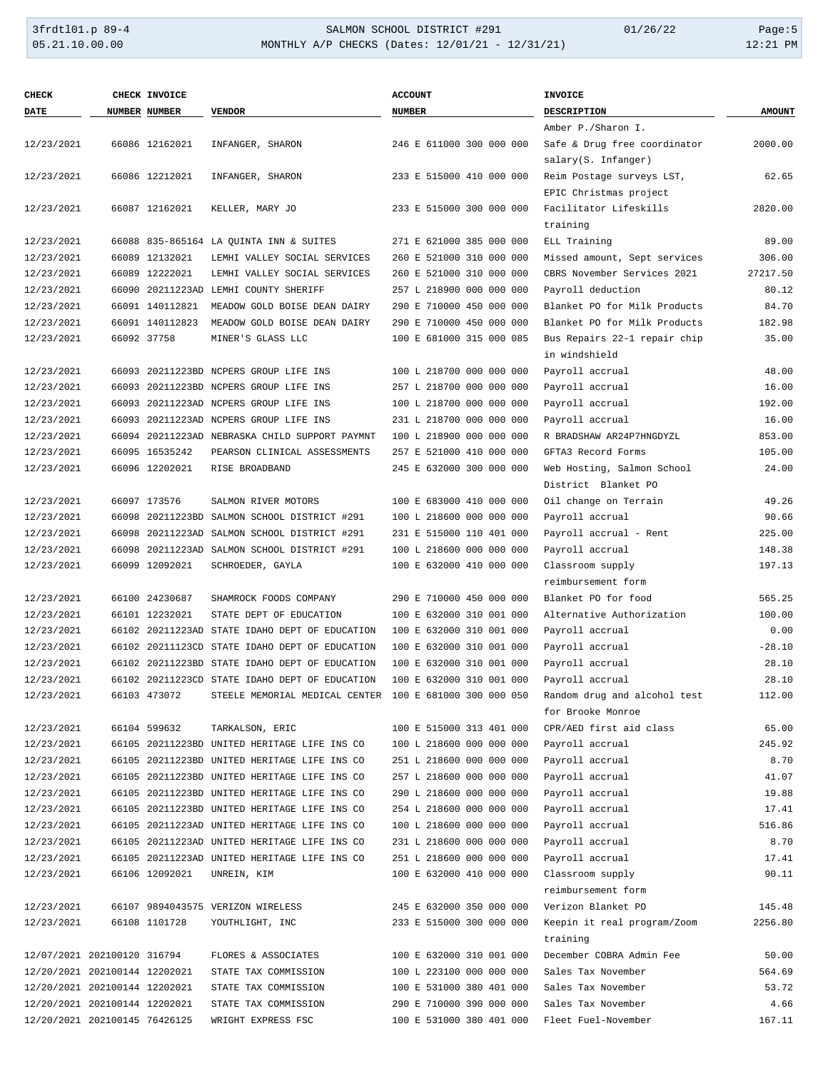| CHECK DATE | CHECK NUMBER | INVOICE NUMBER | VENDOR | ACCOUNT NUMBER | INVOICE DESCRIPTION | AMOUNT |
|---|---|---|---|---|---|---|
| | | | | | Amber P./Sharon I. | |
| 12/23/2021 | 66086 | 12162021 | INFANGER, SHARON | 246 E 611000 300 000 000 | Safe & Drug free coordinator salary(S. Infanger) | 2000.00 |
| 12/23/2021 | 66086 | 12212021 | INFANGER, SHARON | 233 E 515000 410 000 000 | Reim Postage surveys LST, EPIC Christmas project | 62.65 |
| 12/23/2021 | 66087 | 12162021 | KELLER, MARY JO | 233 E 515000 300 000 000 | Facilitator Lifeskills training | 2820.00 |
| 12/23/2021 | 66088 | 835-865164 | LA QUINTA INN & SUITES | 271 E 621000 385 000 000 | ELL Training | 89.00 |
| 12/23/2021 | 66089 | 12132021 | LEMHI VALLEY SOCIAL SERVICES | 260 E 521000 310 000 000 | Missed amount, Sept services | 306.00 |
| 12/23/2021 | 66089 | 12222021 | LEMHI VALLEY SOCIAL SERVICES | 260 E 521000 310 000 000 | CBRS November Services 2021 | 27217.50 |
| 12/23/2021 | 66090 | 20211223AD | LEMHI COUNTY SHERIFF | 257 L 218900 000 000 000 | Payroll deduction | 80.12 |
| 12/23/2021 | 66091 | 140112821 | MEADOW GOLD BOISE DEAN DAIRY | 290 E 710000 450 000 000 | Blanket PO for Milk Products | 84.70 |
| 12/23/2021 | 66091 | 140112823 | MEADOW GOLD BOISE DEAN DAIRY | 290 E 710000 450 000 000 | Blanket PO for Milk Products | 182.98 |
| 12/23/2021 | 66092 | 37758 | MINER'S GLASS LLC | 100 E 681000 315 000 085 | Bus Repairs 22-1 repair chip in windshield | 35.00 |
| 12/23/2021 | 66093 | 20211223BD | NCPERS GROUP LIFE INS | 100 L 218700 000 000 000 | Payroll accrual | 48.00 |
| 12/23/2021 | 66093 | 20211223BD | NCPERS GROUP LIFE INS | 257 L 218700 000 000 000 | Payroll accrual | 16.00 |
| 12/23/2021 | 66093 | 20211223AD | NCPERS GROUP LIFE INS | 100 L 218700 000 000 000 | Payroll accrual | 192.00 |
| 12/23/2021 | 66093 | 20211223AD | NCPERS GROUP LIFE INS | 231 L 218700 000 000 000 | Payroll accrual | 16.00 |
| 12/23/2021 | 66094 | 20211223AD | NEBRASKA CHILD SUPPORT PAYMNT | 100 L 218900 000 000 000 | R BRADSHAW AR24P7HNGDYZL | 853.00 |
| 12/23/2021 | 66095 | 16535242 | PEARSON CLINICAL ASSESSMENTS | 257 E 521000 410 000 000 | GFTA3 Record Forms | 105.00 |
| 12/23/2021 | 66096 | 12202021 | RISE BROADBAND | 245 E 632000 300 000 000 | Web Hosting, Salmon School District Blanket PO | 24.00 |
| 12/23/2021 | 66097 | 173576 | SALMON RIVER MOTORS | 100 E 683000 410 000 000 | Oil change on Terrain | 49.26 |
| 12/23/2021 | 66098 | 20211223BD | SALMON SCHOOL DISTRICT #291 | 100 L 218600 000 000 000 | Payroll accrual | 90.66 |
| 12/23/2021 | 66098 | 20211223AD | SALMON SCHOOL DISTRICT #291 | 231 E 515000 110 401 000 | Payroll accrual - Rent | 225.00 |
| 12/23/2021 | 66098 | 20211223AD | SALMON SCHOOL DISTRICT #291 | 100 L 218600 000 000 000 | Payroll accrual | 148.38 |
| 12/23/2021 | 66099 | 12092021 | SCHROEDER, GAYLA | 100 E 632000 410 000 000 | Classroom supply reimbursement form | 197.13 |
| 12/23/2021 | 66100 | 24230687 | SHAMROCK FOODS COMPANY | 290 E 710000 450 000 000 | Blanket PO for food | 565.25 |
| 12/23/2021 | 66101 | 12232021 | STATE DEPT OF EDUCATION | 100 E 632000 310 001 000 | Alternative Authorization | 100.00 |
| 12/23/2021 | 66102 | 20211223AD | STATE IDAHO DEPT OF EDUCATION | 100 E 632000 310 001 000 | Payroll accrual | 0.00 |
| 12/23/2021 | 66102 | 20211123CD | STATE IDAHO DEPT OF EDUCATION | 100 E 632000 310 001 000 | Payroll accrual | -28.10 |
| 12/23/2021 | 66102 | 20211223BD | STATE IDAHO DEPT OF EDUCATION | 100 E 632000 310 001 000 | Payroll accrual | 28.10 |
| 12/23/2021 | 66102 | 20211223CD | STATE IDAHO DEPT OF EDUCATION | 100 E 632000 310 001 000 | Payroll accrual | 28.10 |
| 12/23/2021 | 66103 | 473072 | STEELE MEMORIAL MEDICAL CENTER | 100 E 681000 300 000 050 | Random drug and alcohol test for Brooke Monroe | 112.00 |
| 12/23/2021 | 66104 | 599632 | TARKALSON, ERIC | 100 E 515000 313 401 000 | CPR/AED first aid class | 65.00 |
| 12/23/2021 | 66105 | 20211223BD | UNITED HERITAGE LIFE INS CO | 100 L 218600 000 000 000 | Payroll accrual | 245.92 |
| 12/23/2021 | 66105 | 20211223BD | UNITED HERITAGE LIFE INS CO | 251 L 218600 000 000 000 | Payroll accrual | 8.70 |
| 12/23/2021 | 66105 | 20211223BD | UNITED HERITAGE LIFE INS CO | 257 L 218600 000 000 000 | Payroll accrual | 41.07 |
| 12/23/2021 | 66105 | 20211223BD | UNITED HERITAGE LIFE INS CO | 290 L 218600 000 000 000 | Payroll accrual | 19.88 |
| 12/23/2021 | 66105 | 20211223BD | UNITED HERITAGE LIFE INS CO | 254 L 218600 000 000 000 | Payroll accrual | 17.41 |
| 12/23/2021 | 66105 | 20211223AD | UNITED HERITAGE LIFE INS CO | 100 L 218600 000 000 000 | Payroll accrual | 516.86 |
| 12/23/2021 | 66105 | 20211223AD | UNITED HERITAGE LIFE INS CO | 231 L 218600 000 000 000 | Payroll accrual | 8.70 |
| 12/23/2021 | 66105 | 20211223AD | UNITED HERITAGE LIFE INS CO | 251 L 218600 000 000 000 | Payroll accrual | 17.41 |
| 12/23/2021 | 66106 | 12092021 | UNREIN, KIM | 100 E 632000 410 000 000 | Classroom supply reimbursement form | 90.11 |
| 12/23/2021 | 66107 | 9894043575 | VERIZON WIRELESS | 245 E 632000 350 000 000 | Verizon Blanket PO | 145.48 |
| 12/23/2021 | 66108 | 1101728 | YOUTHLIGHT, INC | 233 E 515000 300 000 000 | Keepin it real program/Zoom training | 2256.80 |
| 12/07/2021 | 202100120 | 316794 | FLORES & ASSOCIATES | 100 E 632000 310 001 000 | December COBRA Admin Fee | 50.00 |
| 12/20/2021 | 202100144 | 12202021 | STATE TAX COMMISSION | 100 L 223100 000 000 000 | Sales Tax November | 564.69 |
| 12/20/2021 | 202100144 | 12202021 | STATE TAX COMMISSION | 100 E 531000 380 401 000 | Sales Tax November | 53.72 |
| 12/20/2021 | 202100144 | 12202021 | STATE TAX COMMISSION | 290 E 710000 390 000 000 | Sales Tax November | 4.66 |
| 12/20/2021 | 202100145 | 76426125 | WRIGHT EXPRESS FSC | 100 E 531000 380 401 000 | Fleet Fuel-November | 167.11 |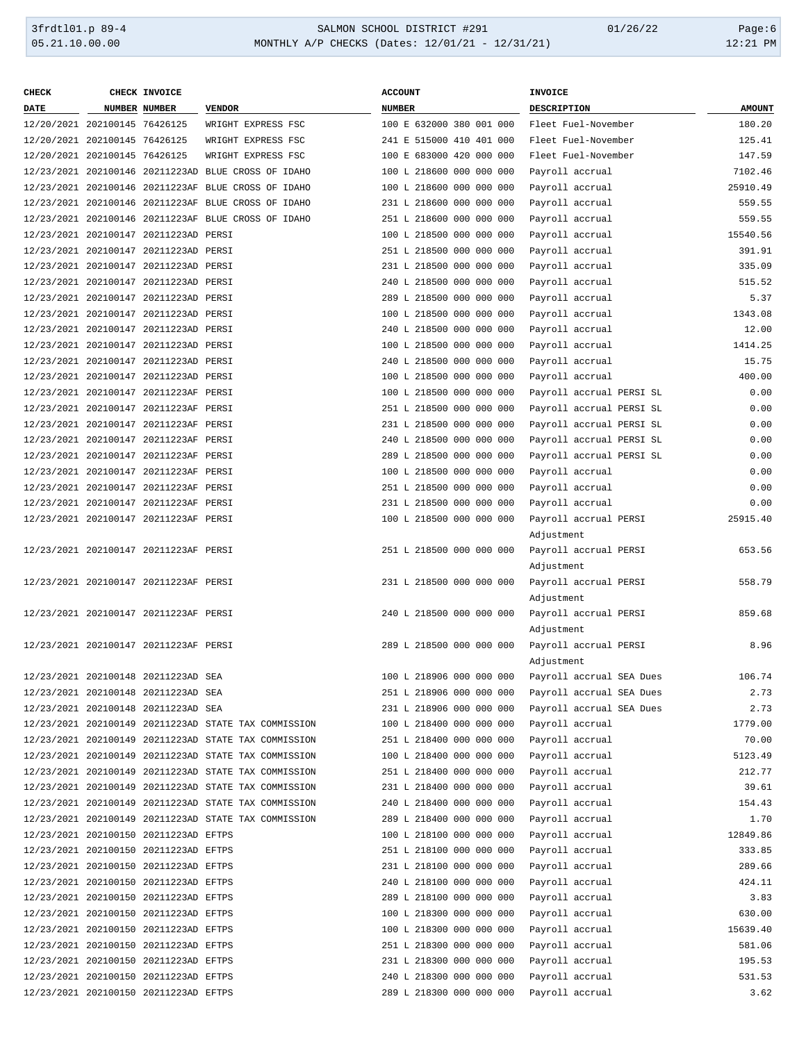| CHECK DATE | CHECK NUMBER | INVOICE NUMBER | VENDOR | ACCOUNT NUMBER | INVOICE DESCRIPTION | AMOUNT |
|---|---|---|---|---|---|---|
| 12/20/2021 | 202100145 | 76426125 | WRIGHT EXPRESS FSC | 100 E 632000 380 001 000 | Fleet Fuel-November | 180.20 |
| 12/20/2021 | 202100145 | 76426125 | WRIGHT EXPRESS FSC | 241 E 515000 410 401 000 | Fleet Fuel-November | 125.41 |
| 12/20/2021 | 202100145 | 76426125 | WRIGHT EXPRESS FSC | 100 E 683000 420 000 000 | Fleet Fuel-November | 147.59 |
| 12/23/2021 | 202100146 | 20211223AD | BLUE CROSS OF IDAHO | 100 L 218600 000 000 000 | Payroll accrual | 7102.46 |
| 12/23/2021 | 202100146 | 20211223AF | BLUE CROSS OF IDAHO | 100 L 218600 000 000 000 | Payroll accrual | 25910.49 |
| 12/23/2021 | 202100146 | 20211223AF | BLUE CROSS OF IDAHO | 231 L 218600 000 000 000 | Payroll accrual | 559.55 |
| 12/23/2021 | 202100146 | 20211223AF | BLUE CROSS OF IDAHO | 251 L 218600 000 000 000 | Payroll accrual | 559.55 |
| 12/23/2021 | 202100147 | 20211223AD | PERSI | 100 L 218500 000 000 000 | Payroll accrual | 15540.56 |
| 12/23/2021 | 202100147 | 20211223AD | PERSI | 251 L 218500 000 000 000 | Payroll accrual | 391.91 |
| 12/23/2021 | 202100147 | 20211223AD | PERSI | 231 L 218500 000 000 000 | Payroll accrual | 335.09 |
| 12/23/2021 | 202100147 | 20211223AD | PERSI | 240 L 218500 000 000 000 | Payroll accrual | 515.52 |
| 12/23/2021 | 202100147 | 20211223AD | PERSI | 289 L 218500 000 000 000 | Payroll accrual | 5.37 |
| 12/23/2021 | 202100147 | 20211223AD | PERSI | 100 L 218500 000 000 000 | Payroll accrual | 1343.08 |
| 12/23/2021 | 202100147 | 20211223AD | PERSI | 240 L 218500 000 000 000 | Payroll accrual | 12.00 |
| 12/23/2021 | 202100147 | 20211223AD | PERSI | 100 L 218500 000 000 000 | Payroll accrual | 1414.25 |
| 12/23/2021 | 202100147 | 20211223AD | PERSI | 240 L 218500 000 000 000 | Payroll accrual | 15.75 |
| 12/23/2021 | 202100147 | 20211223AD | PERSI | 100 L 218500 000 000 000 | Payroll accrual | 400.00 |
| 12/23/2021 | 202100147 | 20211223AF | PERSI | 100 L 218500 000 000 000 | Payroll accrual PERSI SL | 0.00 |
| 12/23/2021 | 202100147 | 20211223AF | PERSI | 251 L 218500 000 000 000 | Payroll accrual PERSI SL | 0.00 |
| 12/23/2021 | 202100147 | 20211223AF | PERSI | 231 L 218500 000 000 000 | Payroll accrual PERSI SL | 0.00 |
| 12/23/2021 | 202100147 | 20211223AF | PERSI | 240 L 218500 000 000 000 | Payroll accrual PERSI SL | 0.00 |
| 12/23/2021 | 202100147 | 20211223AF | PERSI | 289 L 218500 000 000 000 | Payroll accrual PERSI SL | 0.00 |
| 12/23/2021 | 202100147 | 20211223AF | PERSI | 100 L 218500 000 000 000 | Payroll accrual | 0.00 |
| 12/23/2021 | 202100147 | 20211223AF | PERSI | 251 L 218500 000 000 000 | Payroll accrual | 0.00 |
| 12/23/2021 | 202100147 | 20211223AF | PERSI | 231 L 218500 000 000 000 | Payroll accrual | 0.00 |
| 12/23/2021 | 202100147 | 20211223AF | PERSI | 100 L 218500 000 000 000 | Payroll accrual PERSI Adjustment | 25915.40 |
| 12/23/2021 | 202100147 | 20211223AF | PERSI | 251 L 218500 000 000 000 | Payroll accrual PERSI Adjustment | 653.56 |
| 12/23/2021 | 202100147 | 20211223AF | PERSI | 231 L 218500 000 000 000 | Payroll accrual PERSI Adjustment | 558.79 |
| 12/23/2021 | 202100147 | 20211223AF | PERSI | 240 L 218500 000 000 000 | Payroll accrual PERSI Adjustment | 859.68 |
| 12/23/2021 | 202100147 | 20211223AF | PERSI | 289 L 218500 000 000 000 | Payroll accrual PERSI Adjustment | 8.96 |
| 12/23/2021 | 202100148 | 20211223AD | SEA | 100 L 218906 000 000 000 | Payroll accrual SEA Dues | 106.74 |
| 12/23/2021 | 202100148 | 20211223AD | SEA | 251 L 218906 000 000 000 | Payroll accrual SEA Dues | 2.73 |
| 12/23/2021 | 202100148 | 20211223AD | SEA | 231 L 218906 000 000 000 | Payroll accrual SEA Dues | 2.73 |
| 12/23/2021 | 202100149 | 20211223AD | STATE TAX COMMISSION | 100 L 218400 000 000 000 | Payroll accrual | 1779.00 |
| 12/23/2021 | 202100149 | 20211223AD | STATE TAX COMMISSION | 251 L 218400 000 000 000 | Payroll accrual | 70.00 |
| 12/23/2021 | 202100149 | 20211223AD | STATE TAX COMMISSION | 100 L 218400 000 000 000 | Payroll accrual | 5123.49 |
| 12/23/2021 | 202100149 | 20211223AD | STATE TAX COMMISSION | 251 L 218400 000 000 000 | Payroll accrual | 212.77 |
| 12/23/2021 | 202100149 | 20211223AD | STATE TAX COMMISSION | 231 L 218400 000 000 000 | Payroll accrual | 39.61 |
| 12/23/2021 | 202100149 | 20211223AD | STATE TAX COMMISSION | 240 L 218400 000 000 000 | Payroll accrual | 154.43 |
| 12/23/2021 | 202100149 | 20211223AD | STATE TAX COMMISSION | 289 L 218400 000 000 000 | Payroll accrual | 1.70 |
| 12/23/2021 | 202100150 | 20211223AD | EFTPS | 100 L 218100 000 000 000 | Payroll accrual | 12849.86 |
| 12/23/2021 | 202100150 | 20211223AD | EFTPS | 251 L 218100 000 000 000 | Payroll accrual | 333.85 |
| 12/23/2021 | 202100150 | 20211223AD | EFTPS | 231 L 218100 000 000 000 | Payroll accrual | 289.66 |
| 12/23/2021 | 202100150 | 20211223AD | EFTPS | 240 L 218100 000 000 000 | Payroll accrual | 424.11 |
| 12/23/2021 | 202100150 | 20211223AD | EFTPS | 289 L 218100 000 000 000 | Payroll accrual | 3.83 |
| 12/23/2021 | 202100150 | 20211223AD | EFTPS | 100 L 218300 000 000 000 | Payroll accrual | 630.00 |
| 12/23/2021 | 202100150 | 20211223AD | EFTPS | 100 L 218300 000 000 000 | Payroll accrual | 15639.40 |
| 12/23/2021 | 202100150 | 20211223AD | EFTPS | 251 L 218300 000 000 000 | Payroll accrual | 581.06 |
| 12/23/2021 | 202100150 | 20211223AD | EFTPS | 231 L 218300 000 000 000 | Payroll accrual | 195.53 |
| 12/23/2021 | 202100150 | 20211223AD | EFTPS | 240 L 218300 000 000 000 | Payroll accrual | 531.53 |
| 12/23/2021 | 202100150 | 20211223AD | EFTPS | 289 L 218300 000 000 000 | Payroll accrual | 3.62 |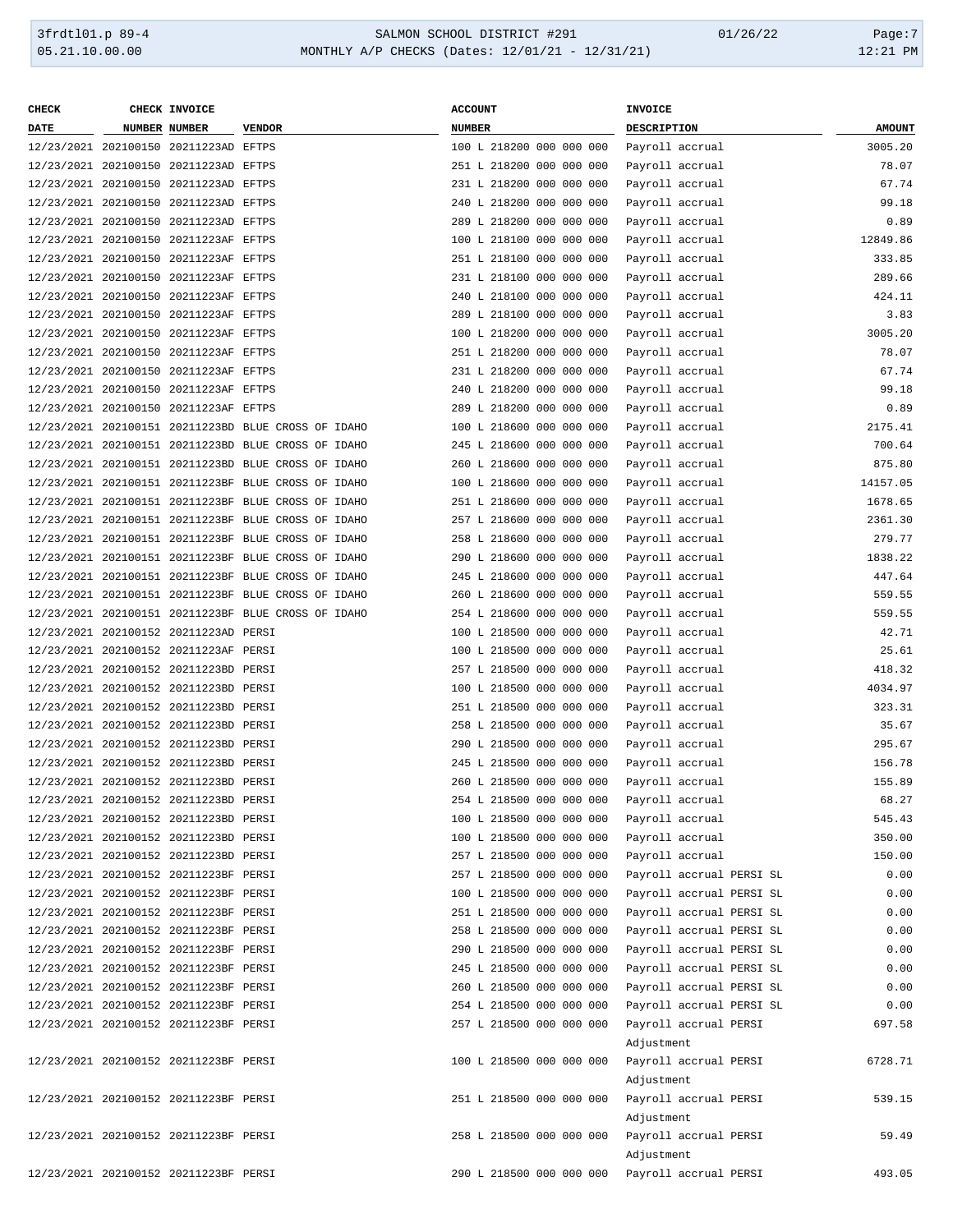| CHECK DATE | CHECK NUMBER | INVOICE NUMBER | VENDOR | ACCOUNT NUMBER | INVOICE DESCRIPTION | AMOUNT |
|---|---|---|---|---|---|---|
| 12/23/2021 | 202100150 | 20211223AD | EFTPS | 100 L 218200 000 000 000 | Payroll accrual | 3005.20 |
| 12/23/2021 | 202100150 | 20211223AD | EFTPS | 251 L 218200 000 000 000 | Payroll accrual | 78.07 |
| 12/23/2021 | 202100150 | 20211223AD | EFTPS | 231 L 218200 000 000 000 | Payroll accrual | 67.74 |
| 12/23/2021 | 202100150 | 20211223AD | EFTPS | 240 L 218200 000 000 000 | Payroll accrual | 99.18 |
| 12/23/2021 | 202100150 | 20211223AD | EFTPS | 289 L 218200 000 000 000 | Payroll accrual | 0.89 |
| 12/23/2021 | 202100150 | 20211223AF | EFTPS | 100 L 218100 000 000 000 | Payroll accrual | 12849.86 |
| 12/23/2021 | 202100150 | 20211223AF | EFTPS | 251 L 218100 000 000 000 | Payroll accrual | 333.85 |
| 12/23/2021 | 202100150 | 20211223AF | EFTPS | 231 L 218100 000 000 000 | Payroll accrual | 289.66 |
| 12/23/2021 | 202100150 | 20211223AF | EFTPS | 240 L 218100 000 000 000 | Payroll accrual | 424.11 |
| 12/23/2021 | 202100150 | 20211223AF | EFTPS | 289 L 218100 000 000 000 | Payroll accrual | 3.83 |
| 12/23/2021 | 202100150 | 20211223AF | EFTPS | 100 L 218200 000 000 000 | Payroll accrual | 3005.20 |
| 12/23/2021 | 202100150 | 20211223AF | EFTPS | 251 L 218200 000 000 000 | Payroll accrual | 78.07 |
| 12/23/2021 | 202100150 | 20211223AF | EFTPS | 231 L 218200 000 000 000 | Payroll accrual | 67.74 |
| 12/23/2021 | 202100150 | 20211223AF | EFTPS | 240 L 218200 000 000 000 | Payroll accrual | 99.18 |
| 12/23/2021 | 202100150 | 20211223AF | EFTPS | 289 L 218200 000 000 000 | Payroll accrual | 0.89 |
| 12/23/2021 | 202100151 | 20211223BD | BLUE CROSS OF IDAHO | 100 L 218600 000 000 000 | Payroll accrual | 2175.41 |
| 12/23/2021 | 202100151 | 20211223BD | BLUE CROSS OF IDAHO | 245 L 218600 000 000 000 | Payroll accrual | 700.64 |
| 12/23/2021 | 202100151 | 20211223BD | BLUE CROSS OF IDAHO | 260 L 218600 000 000 000 | Payroll accrual | 875.80 |
| 12/23/2021 | 202100151 | 20211223BF | BLUE CROSS OF IDAHO | 100 L 218600 000 000 000 | Payroll accrual | 14157.05 |
| 12/23/2021 | 202100151 | 20211223BF | BLUE CROSS OF IDAHO | 251 L 218600 000 000 000 | Payroll accrual | 1678.65 |
| 12/23/2021 | 202100151 | 20211223BF | BLUE CROSS OF IDAHO | 257 L 218600 000 000 000 | Payroll accrual | 2361.30 |
| 12/23/2021 | 202100151 | 20211223BF | BLUE CROSS OF IDAHO | 258 L 218600 000 000 000 | Payroll accrual | 279.77 |
| 12/23/2021 | 202100151 | 20211223BF | BLUE CROSS OF IDAHO | 290 L 218600 000 000 000 | Payroll accrual | 1838.22 |
| 12/23/2021 | 202100151 | 20211223BF | BLUE CROSS OF IDAHO | 245 L 218600 000 000 000 | Payroll accrual | 447.64 |
| 12/23/2021 | 202100151 | 20211223BF | BLUE CROSS OF IDAHO | 260 L 218600 000 000 000 | Payroll accrual | 559.55 |
| 12/23/2021 | 202100151 | 20211223BF | BLUE CROSS OF IDAHO | 254 L 218600 000 000 000 | Payroll accrual | 559.55 |
| 12/23/2021 | 202100152 | 20211223AD | PERSI | 100 L 218500 000 000 000 | Payroll accrual | 42.71 |
| 12/23/2021 | 202100152 | 20211223AF | PERSI | 100 L 218500 000 000 000 | Payroll accrual | 25.61 |
| 12/23/2021 | 202100152 | 20211223BD | PERSI | 257 L 218500 000 000 000 | Payroll accrual | 418.32 |
| 12/23/2021 | 202100152 | 20211223BD | PERSI | 100 L 218500 000 000 000 | Payroll accrual | 4034.97 |
| 12/23/2021 | 202100152 | 20211223BD | PERSI | 251 L 218500 000 000 000 | Payroll accrual | 323.31 |
| 12/23/2021 | 202100152 | 20211223BD | PERSI | 258 L 218500 000 000 000 | Payroll accrual | 35.67 |
| 12/23/2021 | 202100152 | 20211223BD | PERSI | 290 L 218500 000 000 000 | Payroll accrual | 295.67 |
| 12/23/2021 | 202100152 | 20211223BD | PERSI | 245 L 218500 000 000 000 | Payroll accrual | 156.78 |
| 12/23/2021 | 202100152 | 20211223BD | PERSI | 260 L 218500 000 000 000 | Payroll accrual | 155.89 |
| 12/23/2021 | 202100152 | 20211223BD | PERSI | 254 L 218500 000 000 000 | Payroll accrual | 68.27 |
| 12/23/2021 | 202100152 | 20211223BD | PERSI | 100 L 218500 000 000 000 | Payroll accrual | 545.43 |
| 12/23/2021 | 202100152 | 20211223BD | PERSI | 100 L 218500 000 000 000 | Payroll accrual | 350.00 |
| 12/23/2021 | 202100152 | 20211223BD | PERSI | 257 L 218500 000 000 000 | Payroll accrual | 150.00 |
| 12/23/2021 | 202100152 | 20211223BF | PERSI | 257 L 218500 000 000 000 | Payroll accrual PERSI SL | 0.00 |
| 12/23/2021 | 202100152 | 20211223BF | PERSI | 100 L 218500 000 000 000 | Payroll accrual PERSI SL | 0.00 |
| 12/23/2021 | 202100152 | 20211223BF | PERSI | 251 L 218500 000 000 000 | Payroll accrual PERSI SL | 0.00 |
| 12/23/2021 | 202100152 | 20211223BF | PERSI | 258 L 218500 000 000 000 | Payroll accrual PERSI SL | 0.00 |
| 12/23/2021 | 202100152 | 20211223BF | PERSI | 290 L 218500 000 000 000 | Payroll accrual PERSI SL | 0.00 |
| 12/23/2021 | 202100152 | 20211223BF | PERSI | 245 L 218500 000 000 000 | Payroll accrual PERSI SL | 0.00 |
| 12/23/2021 | 202100152 | 20211223BF | PERSI | 260 L 218500 000 000 000 | Payroll accrual PERSI SL | 0.00 |
| 12/23/2021 | 202100152 | 20211223BF | PERSI | 254 L 218500 000 000 000 | Payroll accrual PERSI SL | 0.00 |
| 12/23/2021 | 202100152 | 20211223BF | PERSI | 257 L 218500 000 000 000 | Payroll accrual PERSI Adjustment | 697.58 |
| 12/23/2021 | 202100152 | 20211223BF | PERSI | 100 L 218500 000 000 000 | Payroll accrual PERSI Adjustment | 6728.71 |
| 12/23/2021 | 202100152 | 20211223BF | PERSI | 251 L 218500 000 000 000 | Payroll accrual PERSI Adjustment | 539.15 |
| 12/23/2021 | 202100152 | 20211223BF | PERSI | 258 L 218500 000 000 000 | Payroll accrual PERSI Adjustment | 59.49 |
| 12/23/2021 | 202100152 | 20211223BF | PERSI | 290 L 218500 000 000 000 | Payroll accrual PERSI | 493.05 |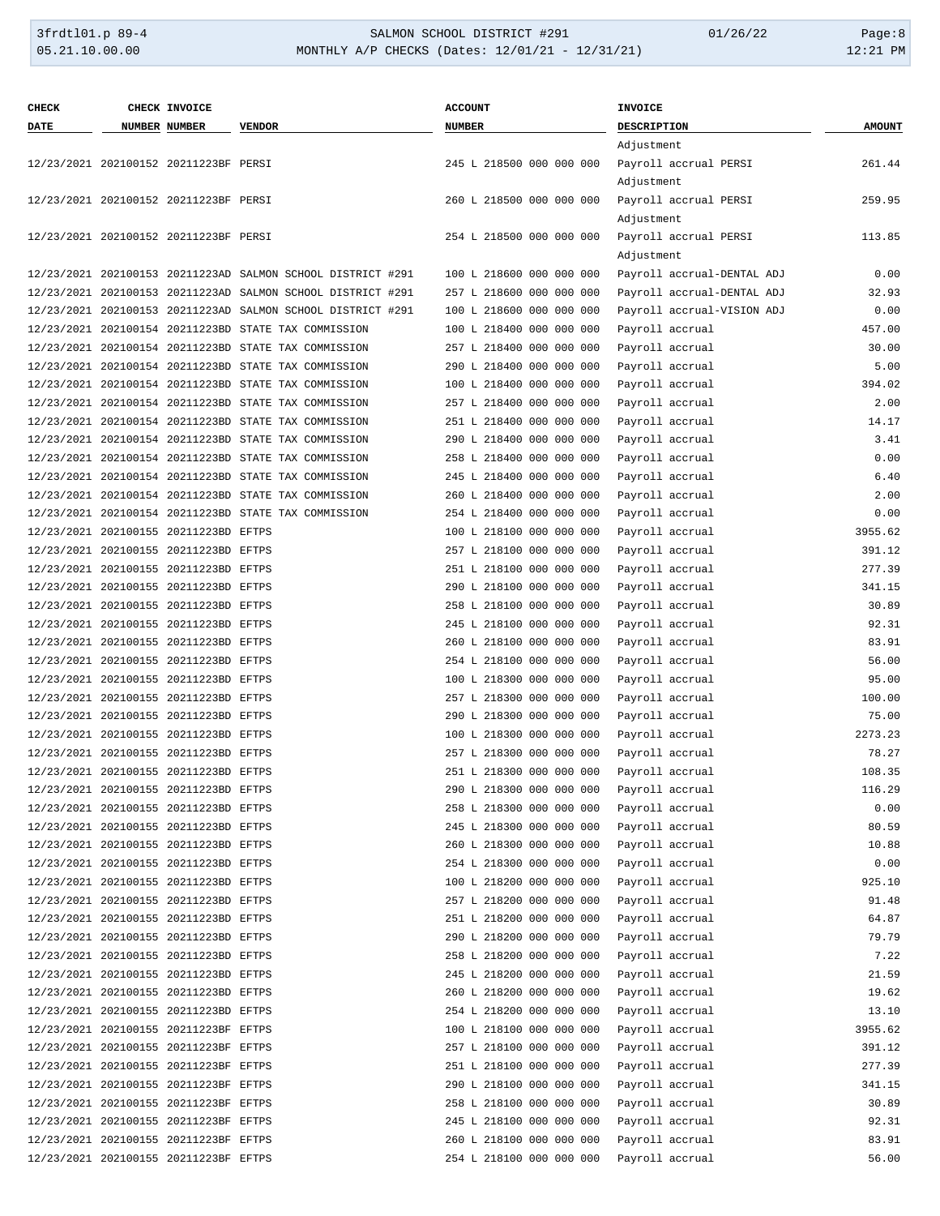| CHECK DATE | CHECK NUMBER | INVOICE NUMBER | VENDOR | ACCOUNT NUMBER | INVOICE DESCRIPTION | AMOUNT |
|---|---|---|---|---|---|---|
| | | | | | Adjustment | |
| 12/23/2021 | 202100152 | 20211223BF | PERSI | 245 L 218500 000 000 000 | Payroll accrual PERSI Adjustment | 261.44 |
| 12/23/2021 | 202100152 | 20211223BF | PERSI | 260 L 218500 000 000 000 | Payroll accrual PERSI Adjustment | 259.95 |
| 12/23/2021 | 202100152 | 20211223BF | PERSI | 254 L 218500 000 000 000 | Payroll accrual PERSI Adjustment | 113.85 |
| 12/23/2021 | 202100153 | 20211223AD | SALMON SCHOOL DISTRICT #291 | 100 L 218600 000 000 000 | Payroll accrual-DENTAL ADJ | 0.00 |
| 12/23/2021 | 202100153 | 20211223AD | SALMON SCHOOL DISTRICT #291 | 257 L 218600 000 000 000 | Payroll accrual-DENTAL ADJ | 32.93 |
| 12/23/2021 | 202100153 | 20211223AD | SALMON SCHOOL DISTRICT #291 | 100 L 218600 000 000 000 | Payroll accrual-VISION ADJ | 0.00 |
| 12/23/2021 | 202100154 | 20211223BD | STATE TAX COMMISSION | 100 L 218400 000 000 000 | Payroll accrual | 457.00 |
| 12/23/2021 | 202100154 | 20211223BD | STATE TAX COMMISSION | 257 L 218400 000 000 000 | Payroll accrual | 30.00 |
| 12/23/2021 | 202100154 | 20211223BD | STATE TAX COMMISSION | 290 L 218400 000 000 000 | Payroll accrual | 5.00 |
| 12/23/2021 | 202100154 | 20211223BD | STATE TAX COMMISSION | 100 L 218400 000 000 000 | Payroll accrual | 394.02 |
| 12/23/2021 | 202100154 | 20211223BD | STATE TAX COMMISSION | 257 L 218400 000 000 000 | Payroll accrual | 2.00 |
| 12/23/2021 | 202100154 | 20211223BD | STATE TAX COMMISSION | 251 L 218400 000 000 000 | Payroll accrual | 14.17 |
| 12/23/2021 | 202100154 | 20211223BD | STATE TAX COMMISSION | 290 L 218400 000 000 000 | Payroll accrual | 3.41 |
| 12/23/2021 | 202100154 | 20211223BD | STATE TAX COMMISSION | 258 L 218400 000 000 000 | Payroll accrual | 0.00 |
| 12/23/2021 | 202100154 | 20211223BD | STATE TAX COMMISSION | 245 L 218400 000 000 000 | Payroll accrual | 6.40 |
| 12/23/2021 | 202100154 | 20211223BD | STATE TAX COMMISSION | 260 L 218400 000 000 000 | Payroll accrual | 2.00 |
| 12/23/2021 | 202100154 | 20211223BD | STATE TAX COMMISSION | 254 L 218400 000 000 000 | Payroll accrual | 0.00 |
| 12/23/2021 | 202100155 | 20211223BD | EFTPS | 100 L 218100 000 000 000 | Payroll accrual | 3955.62 |
| 12/23/2021 | 202100155 | 20211223BD | EFTPS | 257 L 218100 000 000 000 | Payroll accrual | 391.12 |
| 12/23/2021 | 202100155 | 20211223BD | EFTPS | 251 L 218100 000 000 000 | Payroll accrual | 277.39 |
| 12/23/2021 | 202100155 | 20211223BD | EFTPS | 290 L 218100 000 000 000 | Payroll accrual | 341.15 |
| 12/23/2021 | 202100155 | 20211223BD | EFTPS | 258 L 218100 000 000 000 | Payroll accrual | 30.89 |
| 12/23/2021 | 202100155 | 20211223BD | EFTPS | 245 L 218100 000 000 000 | Payroll accrual | 92.31 |
| 12/23/2021 | 202100155 | 20211223BD | EFTPS | 260 L 218100 000 000 000 | Payroll accrual | 83.91 |
| 12/23/2021 | 202100155 | 20211223BD | EFTPS | 254 L 218100 000 000 000 | Payroll accrual | 56.00 |
| 12/23/2021 | 202100155 | 20211223BD | EFTPS | 100 L 218300 000 000 000 | Payroll accrual | 95.00 |
| 12/23/2021 | 202100155 | 20211223BD | EFTPS | 257 L 218300 000 000 000 | Payroll accrual | 100.00 |
| 12/23/2021 | 202100155 | 20211223BD | EFTPS | 290 L 218300 000 000 000 | Payroll accrual | 75.00 |
| 12/23/2021 | 202100155 | 20211223BD | EFTPS | 100 L 218300 000 000 000 | Payroll accrual | 2273.23 |
| 12/23/2021 | 202100155 | 20211223BD | EFTPS | 257 L 218300 000 000 000 | Payroll accrual | 78.27 |
| 12/23/2021 | 202100155 | 20211223BD | EFTPS | 251 L 218300 000 000 000 | Payroll accrual | 108.35 |
| 12/23/2021 | 202100155 | 20211223BD | EFTPS | 290 L 218300 000 000 000 | Payroll accrual | 116.29 |
| 12/23/2021 | 202100155 | 20211223BD | EFTPS | 258 L 218300 000 000 000 | Payroll accrual | 0.00 |
| 12/23/2021 | 202100155 | 20211223BD | EFTPS | 245 L 218300 000 000 000 | Payroll accrual | 80.59 |
| 12/23/2021 | 202100155 | 20211223BD | EFTPS | 260 L 218300 000 000 000 | Payroll accrual | 10.88 |
| 12/23/2021 | 202100155 | 20211223BD | EFTPS | 254 L 218300 000 000 000 | Payroll accrual | 0.00 |
| 12/23/2021 | 202100155 | 20211223BD | EFTPS | 100 L 218200 000 000 000 | Payroll accrual | 925.10 |
| 12/23/2021 | 202100155 | 20211223BD | EFTPS | 257 L 218200 000 000 000 | Payroll accrual | 91.48 |
| 12/23/2021 | 202100155 | 20211223BD | EFTPS | 251 L 218200 000 000 000 | Payroll accrual | 64.87 |
| 12/23/2021 | 202100155 | 20211223BD | EFTPS | 290 L 218200 000 000 000 | Payroll accrual | 79.79 |
| 12/23/2021 | 202100155 | 20211223BD | EFTPS | 258 L 218200 000 000 000 | Payroll accrual | 7.22 |
| 12/23/2021 | 202100155 | 20211223BD | EFTPS | 245 L 218200 000 000 000 | Payroll accrual | 21.59 |
| 12/23/2021 | 202100155 | 20211223BD | EFTPS | 260 L 218200 000 000 000 | Payroll accrual | 19.62 |
| 12/23/2021 | 202100155 | 20211223BD | EFTPS | 254 L 218200 000 000 000 | Payroll accrual | 13.10 |
| 12/23/2021 | 202100155 | 20211223BF | EFTPS | 100 L 218100 000 000 000 | Payroll accrual | 3955.62 |
| 12/23/2021 | 202100155 | 20211223BF | EFTPS | 257 L 218100 000 000 000 | Payroll accrual | 391.12 |
| 12/23/2021 | 202100155 | 20211223BF | EFTPS | 251 L 218100 000 000 000 | Payroll accrual | 277.39 |
| 12/23/2021 | 202100155 | 20211223BF | EFTPS | 290 L 218100 000 000 000 | Payroll accrual | 341.15 |
| 12/23/2021 | 202100155 | 20211223BF | EFTPS | 258 L 218100 000 000 000 | Payroll accrual | 30.89 |
| 12/23/2021 | 202100155 | 20211223BF | EFTPS | 245 L 218100 000 000 000 | Payroll accrual | 92.31 |
| 12/23/2021 | 202100155 | 20211223BF | EFTPS | 260 L 218100 000 000 000 | Payroll accrual | 83.91 |
| 12/23/2021 | 202100155 | 20211223BF | EFTPS | 254 L 218100 000 000 000 | Payroll accrual | 56.00 |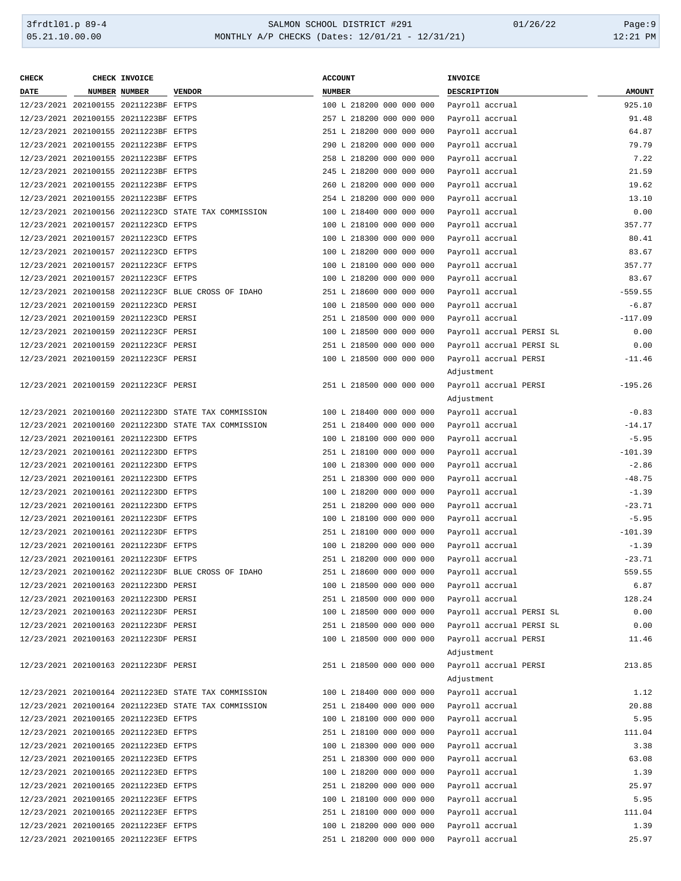| CHECK DATE | CHECK NUMBER | INVOICE NUMBER | VENDOR | ACCOUNT NUMBER | INVOICE DESCRIPTION | AMOUNT |
|---|---|---|---|---|---|---|
| 12/23/2021 | 202100155 | 20211223BF | EFTPS | 100 L 218200 000 000 000 | Payroll accrual | 925.10 |
| 12/23/2021 | 202100155 | 20211223BF | EFTPS | 257 L 218200 000 000 000 | Payroll accrual | 91.48 |
| 12/23/2021 | 202100155 | 20211223BF | EFTPS | 251 L 218200 000 000 000 | Payroll accrual | 64.87 |
| 12/23/2021 | 202100155 | 20211223BF | EFTPS | 290 L 218200 000 000 000 | Payroll accrual | 79.79 |
| 12/23/2021 | 202100155 | 20211223BF | EFTPS | 258 L 218200 000 000 000 | Payroll accrual | 7.22 |
| 12/23/2021 | 202100155 | 20211223BF | EFTPS | 245 L 218200 000 000 000 | Payroll accrual | 21.59 |
| 12/23/2021 | 202100155 | 20211223BF | EFTPS | 260 L 218200 000 000 000 | Payroll accrual | 19.62 |
| 12/23/2021 | 202100155 | 20211223BF | EFTPS | 254 L 218200 000 000 000 | Payroll accrual | 13.10 |
| 12/23/2021 | 202100156 | 20211223CD | STATE TAX COMMISSION | 100 L 218400 000 000 000 | Payroll accrual | 0.00 |
| 12/23/2021 | 202100157 | 20211223CD | EFTPS | 100 L 218100 000 000 000 | Payroll accrual | 357.77 |
| 12/23/2021 | 202100157 | 20211223CD | EFTPS | 100 L 218300 000 000 000 | Payroll accrual | 80.41 |
| 12/23/2021 | 202100157 | 20211223CD | EFTPS | 100 L 218200 000 000 000 | Payroll accrual | 83.67 |
| 12/23/2021 | 202100157 | 20211223CF | EFTPS | 100 L 218100 000 000 000 | Payroll accrual | 357.77 |
| 12/23/2021 | 202100157 | 20211223CF | EFTPS | 100 L 218200 000 000 000 | Payroll accrual | 83.67 |
| 12/23/2021 | 202100158 | 20211223CF | BLUE CROSS OF IDAHO | 251 L 218600 000 000 000 | Payroll accrual | -559.55 |
| 12/23/2021 | 202100159 | 20211223CD | PERSI | 100 L 218500 000 000 000 | Payroll accrual | -6.87 |
| 12/23/2021 | 202100159 | 20211223CD | PERSI | 251 L 218500 000 000 000 | Payroll accrual | -117.09 |
| 12/23/2021 | 202100159 | 20211223CF | PERSI | 100 L 218500 000 000 000 | Payroll accrual PERSI SL | 0.00 |
| 12/23/2021 | 202100159 | 20211223CF | PERSI | 251 L 218500 000 000 000 | Payroll accrual PERSI SL | 0.00 |
| 12/23/2021 | 202100159 | 20211223CF | PERSI | 100 L 218500 000 000 000 | Payroll accrual PERSI Adjustment | -11.46 |
| 12/23/2021 | 202100159 | 20211223CF | PERSI | 251 L 218500 000 000 000 | Payroll accrual PERSI Adjustment | -195.26 |
| 12/23/2021 | 202100160 | 20211223DD | STATE TAX COMMISSION | 100 L 218400 000 000 000 | Payroll accrual | -0.83 |
| 12/23/2021 | 202100160 | 20211223DD | STATE TAX COMMISSION | 251 L 218400 000 000 000 | Payroll accrual | -14.17 |
| 12/23/2021 | 202100161 | 20211223DD | EFTPS | 100 L 218100 000 000 000 | Payroll accrual | -5.95 |
| 12/23/2021 | 202100161 | 20211223DD | EFTPS | 251 L 218100 000 000 000 | Payroll accrual | -101.39 |
| 12/23/2021 | 202100161 | 20211223DD | EFTPS | 100 L 218300 000 000 000 | Payroll accrual | -2.86 |
| 12/23/2021 | 202100161 | 20211223DD | EFTPS | 251 L 218300 000 000 000 | Payroll accrual | -48.75 |
| 12/23/2021 | 202100161 | 20211223DD | EFTPS | 100 L 218200 000 000 000 | Payroll accrual | -1.39 |
| 12/23/2021 | 202100161 | 20211223DD | EFTPS | 251 L 218200 000 000 000 | Payroll accrual | -23.71 |
| 12/23/2021 | 202100161 | 20211223DF | EFTPS | 100 L 218100 000 000 000 | Payroll accrual | -5.95 |
| 12/23/2021 | 202100161 | 20211223DF | EFTPS | 251 L 218100 000 000 000 | Payroll accrual | -101.39 |
| 12/23/2021 | 202100161 | 20211223DF | EFTPS | 100 L 218200 000 000 000 | Payroll accrual | -1.39 |
| 12/23/2021 | 202100161 | 20211223DF | EFTPS | 251 L 218200 000 000 000 | Payroll accrual | -23.71 |
| 12/23/2021 | 202100162 | 20211223DF | BLUE CROSS OF IDAHO | 251 L 218600 000 000 000 | Payroll accrual | 559.55 |
| 12/23/2021 | 202100163 | 20211223DD | PERSI | 100 L 218500 000 000 000 | Payroll accrual | 6.87 |
| 12/23/2021 | 202100163 | 20211223DD | PERSI | 251 L 218500 000 000 000 | Payroll accrual | 128.24 |
| 12/23/2021 | 202100163 | 20211223DF | PERSI | 100 L 218500 000 000 000 | Payroll accrual PERSI SL | 0.00 |
| 12/23/2021 | 202100163 | 20211223DF | PERSI | 251 L 218500 000 000 000 | Payroll accrual PERSI SL | 0.00 |
| 12/23/2021 | 202100163 | 20211223DF | PERSI | 100 L 218500 000 000 000 | Payroll accrual PERSI Adjustment | 11.46 |
| 12/23/2021 | 202100163 | 20211223DF | PERSI | 251 L 218500 000 000 000 | Payroll accrual PERSI Adjustment | 213.85 |
| 12/23/2021 | 202100164 | 20211223ED | STATE TAX COMMISSION | 100 L 218400 000 000 000 | Payroll accrual | 1.12 |
| 12/23/2021 | 202100164 | 20211223ED | STATE TAX COMMISSION | 251 L 218400 000 000 000 | Payroll accrual | 20.88 |
| 12/23/2021 | 202100165 | 20211223ED | EFTPS | 100 L 218100 000 000 000 | Payroll accrual | 5.95 |
| 12/23/2021 | 202100165 | 20211223ED | EFTPS | 251 L 218100 000 000 000 | Payroll accrual | 111.04 |
| 12/23/2021 | 202100165 | 20211223ED | EFTPS | 100 L 218300 000 000 000 | Payroll accrual | 3.38 |
| 12/23/2021 | 202100165 | 20211223ED | EFTPS | 251 L 218300 000 000 000 | Payroll accrual | 63.08 |
| 12/23/2021 | 202100165 | 20211223ED | EFTPS | 100 L 218200 000 000 000 | Payroll accrual | 1.39 |
| 12/23/2021 | 202100165 | 20211223ED | EFTPS | 251 L 218200 000 000 000 | Payroll accrual | 25.97 |
| 12/23/2021 | 202100165 | 20211223EF | EFTPS | 100 L 218100 000 000 000 | Payroll accrual | 5.95 |
| 12/23/2021 | 202100165 | 20211223EF | EFTPS | 251 L 218100 000 000 000 | Payroll accrual | 111.04 |
| 12/23/2021 | 202100165 | 20211223EF | EFTPS | 100 L 218200 000 000 000 | Payroll accrual | 1.39 |
| 12/23/2021 | 202100165 | 20211223EF | EFTPS | 251 L 218200 000 000 000 | Payroll accrual | 25.97 |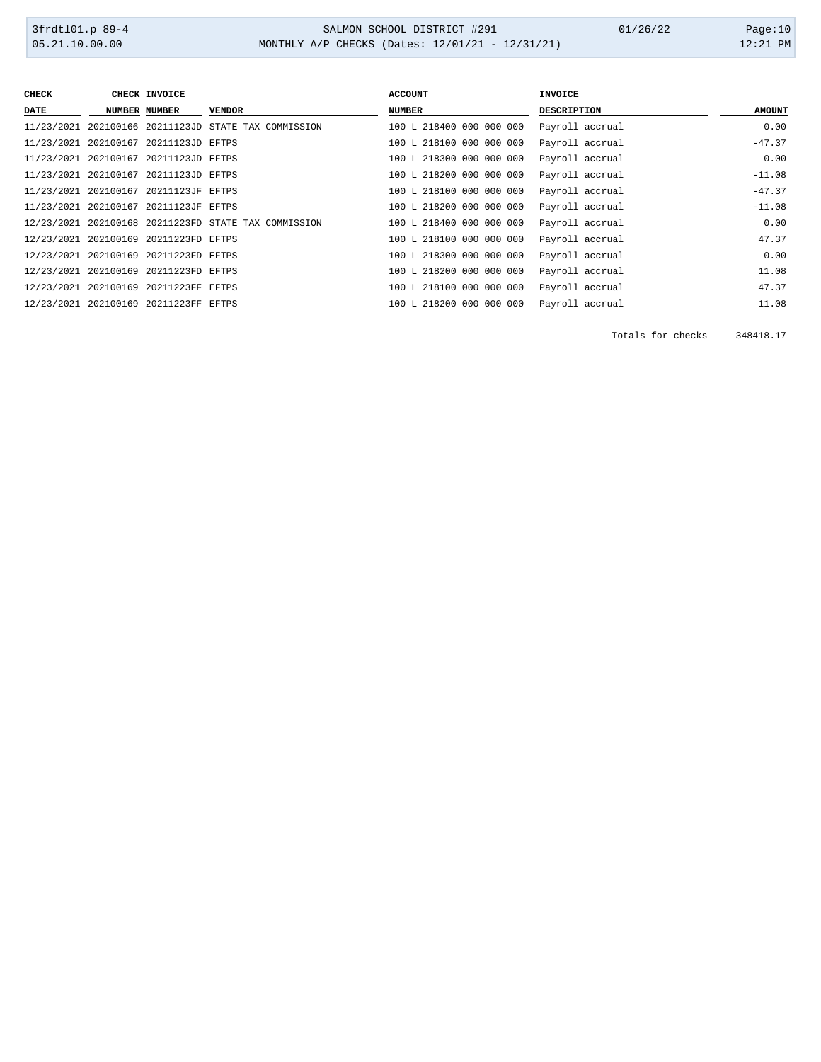| CHECK DATE | CHECK NUMBER | INVOICE NUMBER | VENDOR | ACCOUNT NUMBER | INVOICE DESCRIPTION | AMOUNT |
|---|---|---|---|---|---|---|
| 11/23/2021 | 202100166 | 20211123JD | STATE TAX COMMISSION | 100 L 218400 000 000 000 | Payroll accrual | 0.00 |
| 11/23/2021 | 202100167 | 20211123JD | EFTPS | 100 L 218100 000 000 000 | Payroll accrual | -47.37 |
| 11/23/2021 | 202100167 | 20211123JD | EFTPS | 100 L 218300 000 000 000 | Payroll accrual | 0.00 |
| 11/23/2021 | 202100167 | 20211123JD | EFTPS | 100 L 218200 000 000 000 | Payroll accrual | -11.08 |
| 11/23/2021 | 202100167 | 20211123JF | EFTPS | 100 L 218100 000 000 000 | Payroll accrual | -47.37 |
| 11/23/2021 | 202100167 | 20211123JF | EFTPS | 100 L 218200 000 000 000 | Payroll accrual | -11.08 |
| 12/23/2021 | 202100168 | 20211223FD | STATE TAX COMMISSION | 100 L 218400 000 000 000 | Payroll accrual | 0.00 |
| 12/23/2021 | 202100169 | 20211223FD | EFTPS | 100 L 218100 000 000 000 | Payroll accrual | 47.37 |
| 12/23/2021 | 202100169 | 20211223FD | EFTPS | 100 L 218300 000 000 000 | Payroll accrual | 0.00 |
| 12/23/2021 | 202100169 | 20211223FD | EFTPS | 100 L 218200 000 000 000 | Payroll accrual | 11.08 |
| 12/23/2021 | 202100169 | 20211223FF | EFTPS | 100 L 218100 000 000 000 | Payroll accrual | 47.37 |
| 12/23/2021 | 202100169 | 20211223FF | EFTPS | 100 L 218200 000 000 000 | Payroll accrual | 11.08 |

Totals for checks 348418.17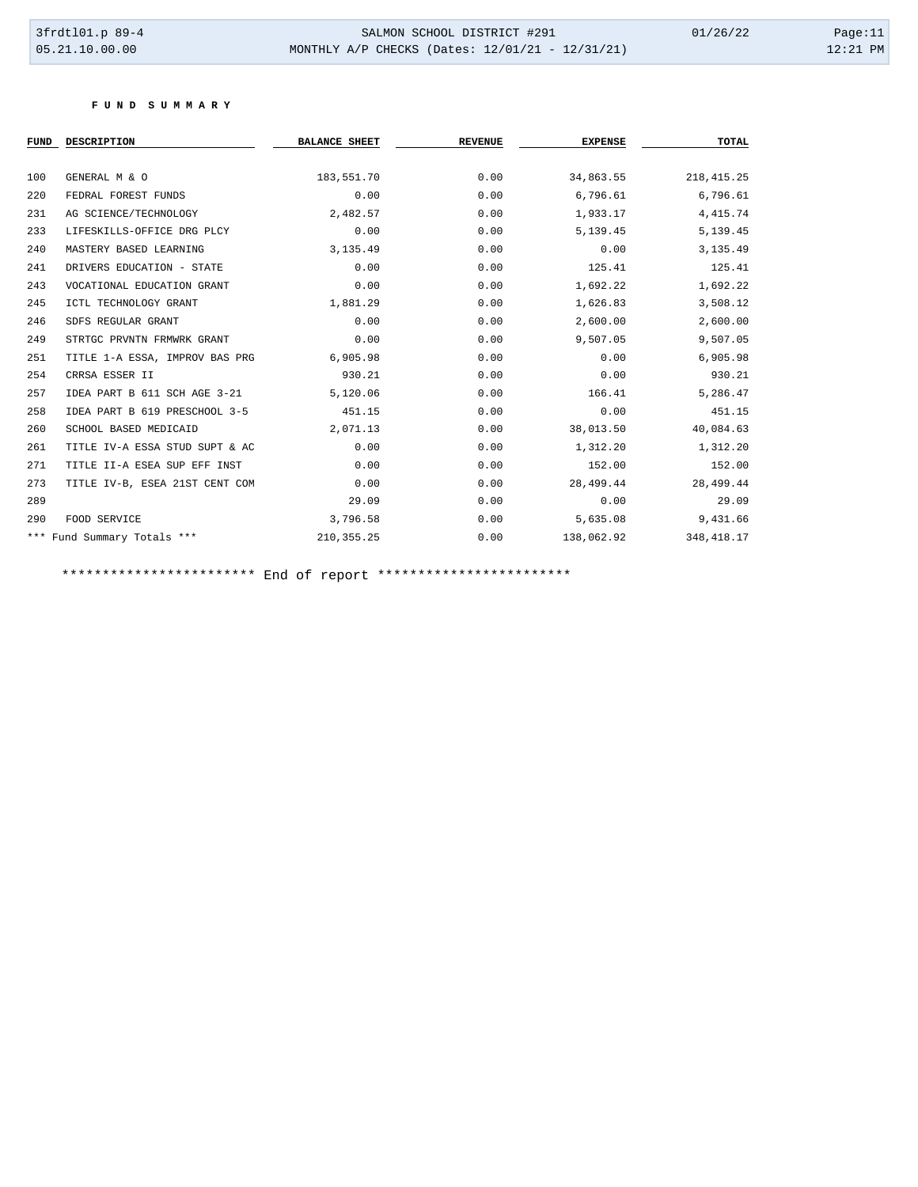**F U N D  S U M M A R Y**

| FUND | DESCRIPTION | BALANCE SHEET | REVENUE | EXPENSE | TOTAL |
|---|---|---|---|---|---|
| 100 | GENERAL M & O | 183,551.70 | 0.00 | 34,863.55 | 218,415.25 |
| 220 | FEDRAL FOREST FUNDS | 0.00 | 0.00 | 6,796.61 | 6,796.61 |
| 231 | AG SCIENCE/TECHNOLOGY | 2,482.57 | 0.00 | 1,933.17 | 4,415.74 |
| 233 | LIFESKILLS-OFFICE DRG PLCY | 0.00 | 0.00 | 5,139.45 | 5,139.45 |
| 240 | MASTERY BASED LEARNING | 3,135.49 | 0.00 | 0.00 | 3,135.49 |
| 241 | DRIVERS EDUCATION - STATE | 0.00 | 0.00 | 125.41 | 125.41 |
| 243 | VOCATIONAL EDUCATION GRANT | 0.00 | 0.00 | 1,692.22 | 1,692.22 |
| 245 | ICTL TECHNOLOGY GRANT | 1,881.29 | 0.00 | 1,626.83 | 3,508.12 |
| 246 | SDFS REGULAR GRANT | 0.00 | 0.00 | 2,600.00 | 2,600.00 |
| 249 | STRTGC PRVNTN FRMWRK GRANT | 0.00 | 0.00 | 9,507.05 | 9,507.05 |
| 251 | TITLE 1-A ESSA, IMPROV BAS PRG | 6,905.98 | 0.00 | 0.00 | 6,905.98 |
| 254 | CRRSA ESSER II | 930.21 | 0.00 | 0.00 | 930.21 |
| 257 | IDEA PART B 611 SCH AGE 3-21 | 5,120.06 | 0.00 | 166.41 | 5,286.47 |
| 258 | IDEA PART B 619 PRESCHOOL 3-5 | 451.15 | 0.00 | 0.00 | 451.15 |
| 260 | SCHOOL BASED MEDICAID | 2,071.13 | 0.00 | 38,013.50 | 40,084.63 |
| 261 | TITLE IV-A ESSA STUD SUPT & AC | 0.00 | 0.00 | 1,312.20 | 1,312.20 |
| 271 | TITLE II-A ESEA SUP EFF INST | 0.00 | 0.00 | 152.00 | 152.00 |
| 273 | TITLE IV-B, ESEA 21ST CENT COM | 0.00 | 0.00 | 28,499.44 | 28,499.44 |
| 289 | | 29.09 | 0.00 | 0.00 | 29.09 |
| 290 | FOOD SERVICE | 3,796.58 | 0.00 | 5,635.08 | 9,431.66 |
| *** Fund Summary Totals *** | | 210,355.25 | 0.00 | 138,062.92 | 348,418.17 |

************************ End of report ************************